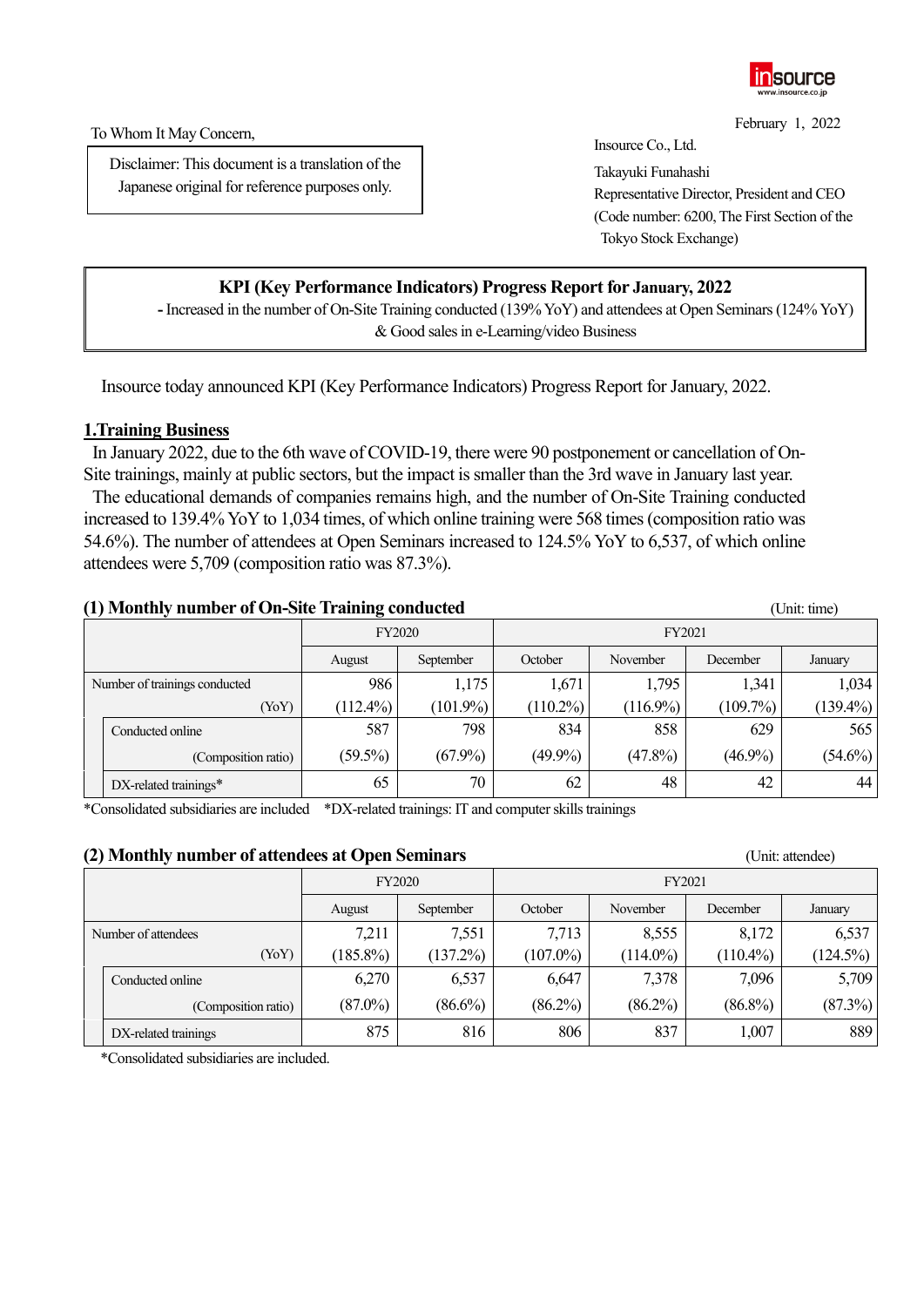February 1, 2022

To Whom It May Concern,

Disclaimer: This document is a translation of the Japanese original for reference purposes only.

Insource Co., Ltd.
Takayuki Funahashi
Representative Director, President and CEO
(Code number: 6200, The First Section of the Tokyo Stock Exchange)

**KPI (Key Performance Indicators) Progress Report for January, 2022**

- Increased in the number of On-Site Training conducted (139% YoY) and attendees at Open Seminars (124% YoY) & Good sales in e-Learning/video Business

Insource today announced KPI (Key Performance Indicators) Progress Report for January, 2022.

## 1.Training Business

In January 2022, due to the 6th wave of COVID-19, there were 90 postponement or cancellation of On-Site trainings, mainly at public sectors, but the impact is smaller than the 3rd wave in January last year.

The educational demands of companies remains high, and the number of On-Site Training conducted increased to 139.4% YoY to 1,034 times, of which online training were 568 times (composition ratio was 54.6%). The number of attendees at Open Seminars increased to 124.5% YoY to 6,537, of which online attendees were 5,709 (composition ratio was 87.3%).

### (1) Monthly number of On-Site Training conducted

(Unit: time)

| | FY2020 | | FY2021 | | | |
|---|---|---|---|---|---|---|
| | August | September | October | November | December | January |
| Number of trainings conducted | 986 | 1,175 | 1,671 | 1,795 | 1,341 | 1,034 |
| (YoY) | (112.4%) | (101.9%) | (110.2%) | (116.9%) | (109.7%) | (139.4%) |
| Conducted online | 587 | 798 | 834 | 858 | 629 | 565 |
| (Composition ratio) | (59.5%) | (67.9%) | (49.9%) | (47.8%) | (46.9%) | (54.6%) |
| DX-related trainings* | 65 | 70 | 62 | 48 | 42 | 44 |

*Consolidated subsidiaries are included *DX-related trainings: IT and computer skills trainings

### (2) Monthly number of attendees at Open Seminars

(Unit: attendee)

| | FY2020 | | FY2021 | | | |
|---|---|---|---|---|---|---|
| | August | September | October | November | December | January |
| Number of attendees | 7,211 | 7,551 | 7,713 | 8,555 | 8,172 | 6,537 |
| (YoY) | (185.8%) | (137.2%) | (107.0%) | (114.0%) | (110.4%) | (124.5%) |
| Conducted online | 6,270 | 6,537 | 6,647 | 7,378 | 7,096 | 5,709 |
| (Composition ratio) | (87.0%) | (86.6%) | (86.2%) | (86.2%) | (86.8%) | (87.3%) |
| DX-related trainings | 875 | 816 | 806 | 837 | 1,007 | 889 |

*Consolidated subsidiaries are included.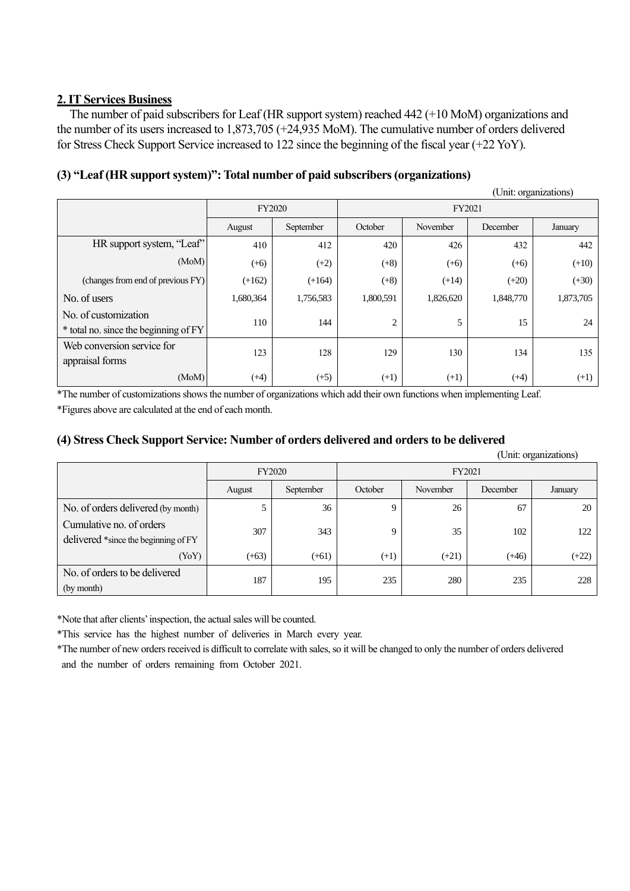## 2. IT Services Business

The number of paid subscribers for Leaf (HR support system) reached 442 (+10 MoM) organizations and the number of its users increased to 1,873,705 (+24,935 MoM). The cumulative number of orders delivered for Stress Check Support Service increased to 122 since the beginning of the fiscal year (+22 YoY).

### (3) "Leaf (HR support system)": Total number of paid subscribers (organizations)

(Unit: organizations)

| | FY2020 | | FY2021 | | | |
|---|---|---|---|---|---|---|
| | August | September | October | November | December | January |
| HR support system, "Leaf" | 410 | 412 | 420 | 426 | 432 | 442 |
| (MoM) | (+6) | (+2) | (+8) | (+6) | (+6) | (+10) |
| (changes from end of previous FY) | (+162) | (+164) | (+8) | (+14) | (+20) | (+30) |
| No. of users | 1,680,364 | 1,756,583 | 1,800,591 | 1,826,620 | 1,848,770 | 1,873,705 |
| No. of customization * total no. since the beginning of FY | 110 | 144 | 2 | 5 | 15 | 24 |
| Web conversion service for appraisal forms | 123 | 128 | 129 | 130 | 134 | 135 |
| (MoM) | (+4) | (+5) | (+1) | (+1) | (+4) | (+1) |

*The number of customizations shows the number of organizations which add their own functions when implementing Leaf.

*Figures above are calculated at the end of each month.

### (4) Stress Check Support Service: Number of orders delivered and orders to be delivered

(Unit: organizations)

| | FY2020 | | FY2021 | | | |
|---|---|---|---|---|---|---|
| | August | September | October | November | December | January |
| No. of orders delivered (by month) | 5 | 36 | 9 | 26 | 67 | 20 |
| Cumulative no. of orders delivered *since the beginning of FY | 307 | 343 | 9 | 35 | 102 | 122 |
| (YoY) | (+63) | (+61) | (+1) | (+21) | (+46) | (+22) |
| No. of orders to be delivered (by month) | 187 | 195 | 235 | 280 | 235 | 228 |

*Note that after clients' inspection, the actual sales will be counted.

*This service has the highest number of deliveries in March every year.

*The number of new orders received is difficult to correlate with sales, so it will be changed to only the number of orders delivered and the number of orders remaining from October 2021.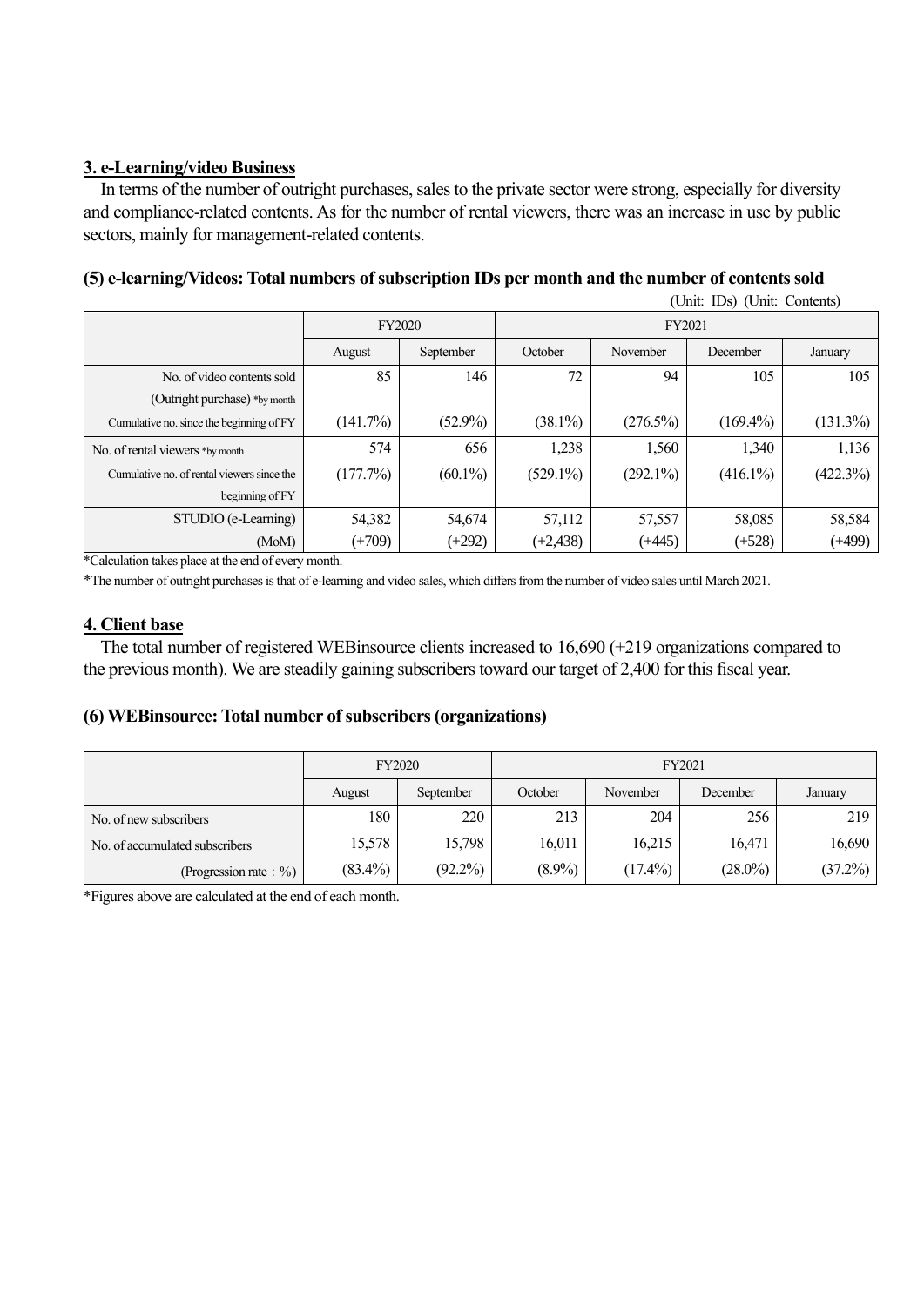## 3. e-Learning/video Business

In terms of the number of outright purchases, sales to the private sector were strong, especially for diversity and compliance-related contents. As for the number of rental viewers, there was an increase in use by public sectors, mainly for management-related contents.

### (5) e-learning/Videos: Total numbers of subscription IDs per month and the number of contents sold

(Unit: IDs) (Unit: Contents)

| | FY2020 | | FY2021 | | | |
|---|---|---|---|---|---|---|
| | August | September | October | November | December | January |
| No. of video contents sold (Outright purchase) *by month | 85 | 146 | 72 | 94 | 105 | 105 |
| Cumulative no. since the beginning of FY | (141.7%) | (52.9%) | (38.1%) | (276.5%) | (169.4%) | (131.3%) |
| No. of rental viewers *by month | 574 | 656 | 1,238 | 1,560 | 1,340 | 1,136 |
| Cumulative no. of rental viewers since the beginning of FY | (177.7%) | (60.1%) | (529.1%) | (292.1%) | (416.1%) | (422.3%) |
| STUDIO (e-Learning) | 54,382 | 54,674 | 57,112 | 57,557 | 58,085 | 58,584 |
| (MoM) | (+709) | (+292) | (+2,438) | (+445) | (+528) | (+499) |

*Calculation takes place at the end of every month.

*The number of outright purchases is that of e-learning and video sales, which differs from the number of video sales until March 2021.

## 4. Client base

The total number of registered WEBinsource clients increased to 16,690 (+219 organizations compared to the previous month). We are steadily gaining subscribers toward our target of 2,400 for this fiscal year.

### (6) WEBinsource: Total number of subscribers (organizations)

| | FY2020 | | FY2021 | | | |
|---|---|---|---|---|---|---|
| | August | September | October | November | December | January |
| No. of new subscribers | 180 | 220 | 213 | 204 | 256 | 219 |
| No. of accumulated subscribers | 15,578 | 15,798 | 16,011 | 16,215 | 16,471 | 16,690 |
| (Progression rate：%) | (83.4%) | (92.2%) | (8.9%) | (17.4%) | (28.0%) | (37.2%) |

*Figures above are calculated at the end of each month.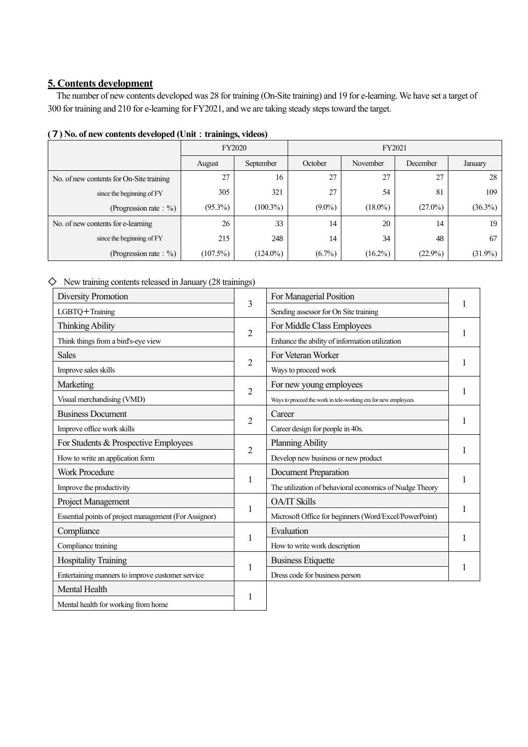## 5. Contents development

The number of new contents developed was 28 for training (On-Site training) and 19 for e-learning. We have set a target of 300 for training and 210 for e-learning for FY2021, and we are taking steady steps toward the target.

**(７) No. of new contents developed (Unit：trainings, videos)**

| | FY2020 | | FY2021 | | | |
|---|---|---|---|---|---|---|
| | August | September | October | November | December | January |
| No. of new contents for On-Site training | 27 | 16 | 27 | 27 | 27 | 28 |
| since the beginning of FY | 305 | 321 | 27 | 54 | 81 | 109 |
| (Progression rate：%) | (95.3%) | (100.3%) | (9.0%) | (18.0%) | (27.0%) | (36.3%) |
| No. of new contents for e-learning | 26 | 33 | 14 | 20 | 14 | 19 |
| since the beginning of FY | 215 | 248 | 14 | 34 | 48 | 67 |
| (Progression rate：%) | (107.5%) | (124.0%) | (6.7%) | (16.2%) | (22.9%) | (31.9%) |

◇ New training contents released in January (28 trainings)

| Category / Content | No. |
|---|---|
| Diversity Promotion<br>LGBTQ＋Training | 3 |
| Thinking Ability<br>Think things from a bird's-eye view | 2 |
| Sales<br>Improve sales skills | 2 |
| Marketing<br>Visual merchandising (VMD) | 2 |
| Business Document<br>Improve office work skills | 2 |
| For Students & Prospective Employees<br>How to write an application form | 2 |
| Work Procedure<br>Improve the productivity | 1 |
| Project Management<br>Essential points of project management (For Assignor) | 1 |
| Compliance<br>Compliance training | 1 |
| Hospitality Training<br>Entertaining manners to improve customer service | 1 |
| Mental Health<br>Mental health for working from home | 1 |
| For Managerial Position<br>Sending assessor for On Site training | 1 |
| For Middle Class Employees<br>Enhance the ability of information utilization | 1 |
| For Veteran Worker<br>Ways to proceed work | 1 |
| For new young employees<br>Ways to proceed the work in tele-working era for new employees | 1 |
| Career<br>Career design for people in 40s. | 1 |
| Planning Ability<br>Develop new business or new product | 1 |
| Document Preparation<br>The utilization of behavioral economics of Nudge Theory | 1 |
| OA/IT Skills<br>Microsoft Office for beginners (Word/Excel/PowerPoint) | 1 |
| Evaluation<br>How to write work description | 1 |
| Business Etiquette<br>Dress code for business person | 1 |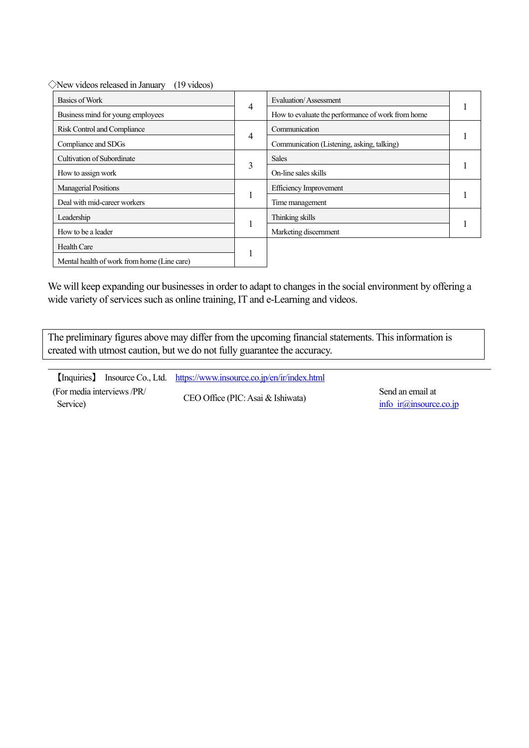◇New videos released in January　(19 videos)

| | | | |
|---|---|---|---|
| Basics of Work<br>Business mind for young employees | 4 | Evaluation/ Assessment<br>How to evaluate the performance of work from home | 1 |
| Risk Control and Compliance<br>Compliance and SDGs | 4 | Communication<br>Communication (Listening, asking, talking) | 1 |
| Cultivation of Subordinate<br>How to assign work | 3 | Sales<br>On-line sales skills | 1 |
| Managerial Positions<br>Deal with mid-career workers | 1 | Efficiency Improvement<br>Time management | 1 |
| Leadership<br>How to be a leader | 1 | Thinking skills<br>Marketing discernment | 1 |
| Health Care<br>Mental health of work from home (Line care) | 1 | | |

We will keep expanding our businesses in order to adapt to changes in the social environment by offering a wide variety of services such as online training, IT and e-Learning and videos.

The preliminary figures above may differ from the upcoming financial statements. This information is created with utmost caution, but we do not fully guarantee the accuracy.

---

【Inquiries】 Insource Co., Ltd. https://www.insource.co.jp/en/ir/index.html

(For media interviews /PR/ Service)　CEO Office (PIC: Asai & Ishiwata)　Send an email at info_ir@insource.co.jp